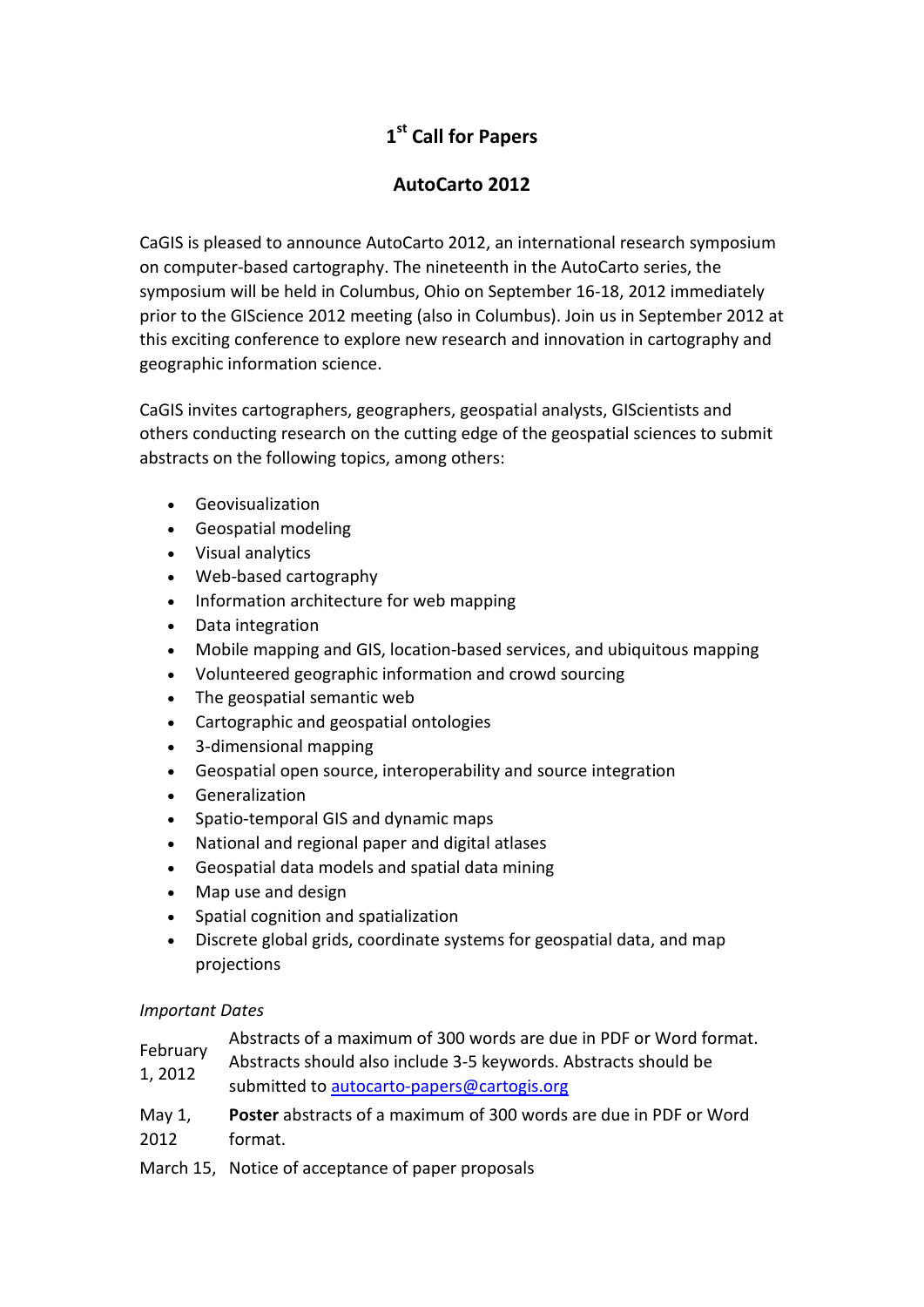# 1st Call for Papers

## AutoCarto 2012

CaGIS is pleased to announce AutoCarto 2012, an international research symposium on computer-based cartography. The nineteenth in the AutoCarto series, the symposium will be held in Columbus, Ohio on September 16-18, 2012 immediately prior to the GIScience 2012 meeting (also in Columbus). Join us in September 2012 at this exciting conference to explore new research and innovation in cartography and geographic information science.

CaGIS invites cartographers, geographers, geospatial analysts, GIScientists and others conducting research on the cutting edge of the geospatial sciences to submit abstracts on the following topics, among others:

- Geovisualization
- Geospatial modeling
- Visual analytics
- Web-based cartography
- Information architecture for web mapping
- Data integration
- Mobile mapping and GIS, location-based services, and ubiquitous mapping
- Volunteered geographic information and crowd sourcing
- The geospatial semantic web
- Cartographic and geospatial ontologies
- 3-dimensional mapping
- Geospatial open source, interoperability and source integration
- Generalization
- Spatio-temporal GIS and dynamic maps
- National and regional paper and digital atlases
- Geospatial data models and spatial data mining
- Map use and design
- Spatial cognition and spatialization
- Discrete global grids, coordinate systems for geospatial data, and map projections

*Important Dates*

| | |
|---|---|
| February 1, 2012 | Abstracts of a maximum of 300 words are due in PDF or Word format. Abstracts should also include 3-5 keywords. Abstracts should be submitted to autocarto-papers@cartogis.org |
| May 1, 2012 | **Poster** abstracts of a maximum of 300 words are due in PDF or Word format. |
| March 15, | Notice of acceptance of paper proposals |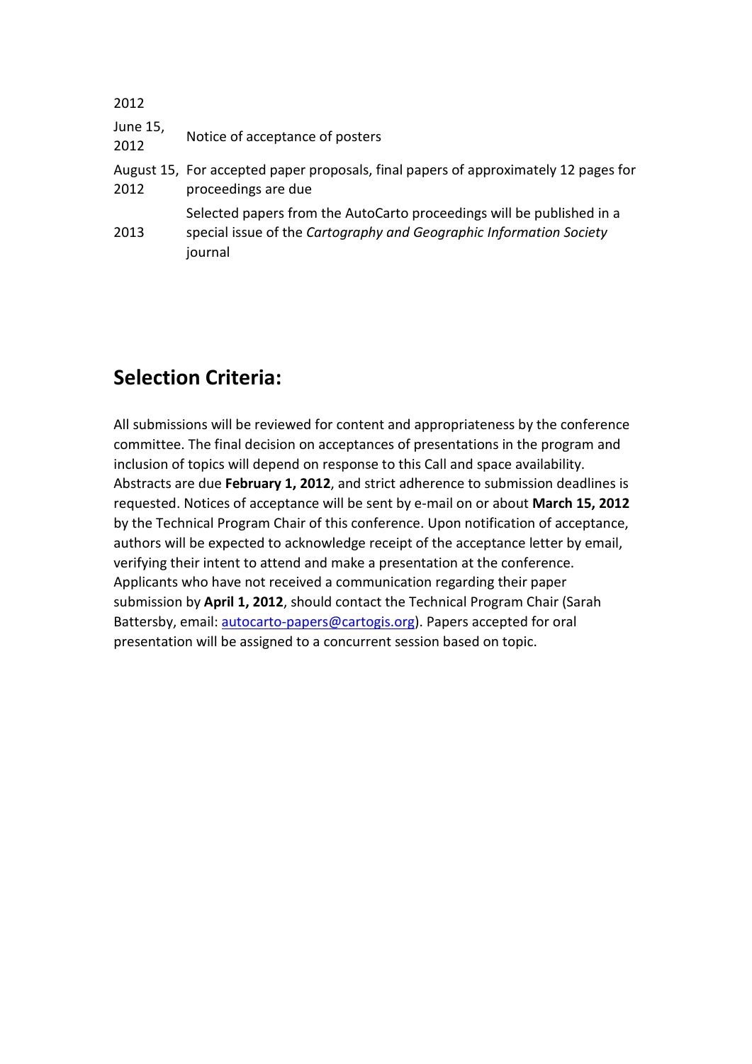| | |
|---|---|
| 2012 | |
| June 15, 2012 | Notice of acceptance of posters |
| August 15, 2012 | For accepted paper proposals, final papers of approximately 12 pages for proceedings are due |
| 2013 | Selected papers from the AutoCarto proceedings will be published in a special issue of the *Cartography and Geographic Information Society* journal |

## Selection Criteria:

All submissions will be reviewed for content and appropriateness by the conference committee. The final decision on acceptances of presentations in the program and inclusion of topics will depend on response to this Call and space availability. Abstracts are due **February 1, 2012**, and strict adherence to submission deadlines is requested. Notices of acceptance will be sent by e-mail on or about **March 15, 2012** by the Technical Program Chair of this conference. Upon notification of acceptance, authors will be expected to acknowledge receipt of the acceptance letter by email, verifying their intent to attend and make a presentation at the conference. Applicants who have not received a communication regarding their paper submission by **April 1, 2012**, should contact the Technical Program Chair (Sarah Battersby, email: autocarto-papers@cartogis.org). Papers accepted for oral presentation will be assigned to a concurrent session based on topic.